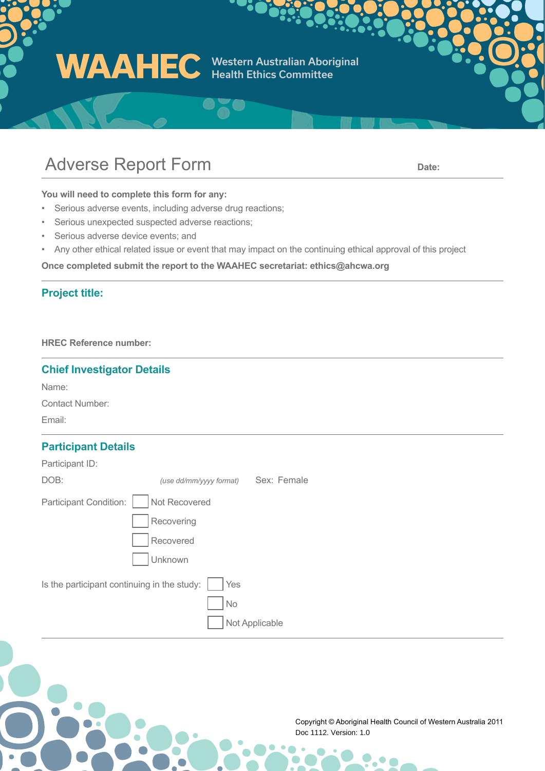# WAAHEC

**Western Australian Aboriginal Health Ethics Committee**

## Adverse Report Form

**Date:**

**You will need to complete this form for any:**

- Serious adverse events, including adverse drug reactions;
- Serious unexpected suspected adverse reactions;
- Serious adverse device events; and
- Any other ethical related issue or event that may impact on the continuing ethical approval of this project

**Once completed submit the report to the WAAHEC secretariat: ethics@ahcwa.org**

### Project title:

**HREC Reference number:**

### Chief Investigator Details

Name:

Contact Number:

Email:

### Participant Details

Participant ID:

DOB: *(use dd/mm/yyyy format)* Sex: Female

Participant Condition:

- ☐ Not Recovered
- ☐ Recovering
- ☐ Recovered
- ☐ Unknown

Is the participant continuing in the study:

- ☐ Yes
- ☐ No
- ☐ Not Applicable

Copyright © Aboriginal Health Council of Western Australia 2011
Doc 1112. Version: 1.0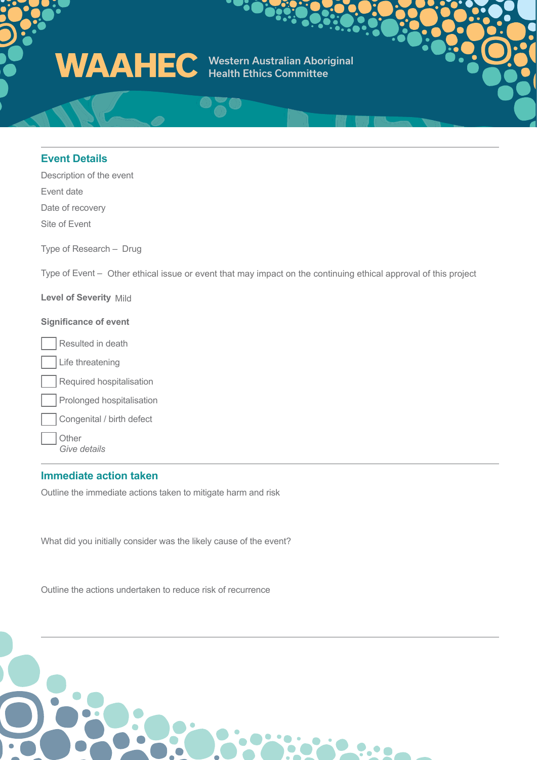**WAAHEC** Western Australian Aboriginal Health Ethics Committee

## Event Details

Description of the event

Event date

Date of recovery

Site of Event

Type of Research – Drug

Type of Event – Other ethical issue or event that may impact on the continuing ethical approval of this project

**Level of Severity** Mild

**Significance of event**

- [ ] Resulted in death
- [ ] Life threatening
- [ ] Required hospitalisation
- [ ] Prolonged hospitalisation
- [ ] Congenital / birth defect
- [ ] Other
  *Give details*

## Immediate action taken

Outline the immediate actions taken to mitigate harm and risk

What did you initially consider was the likely cause of the event?

Outline the actions undertaken to reduce risk of recurrence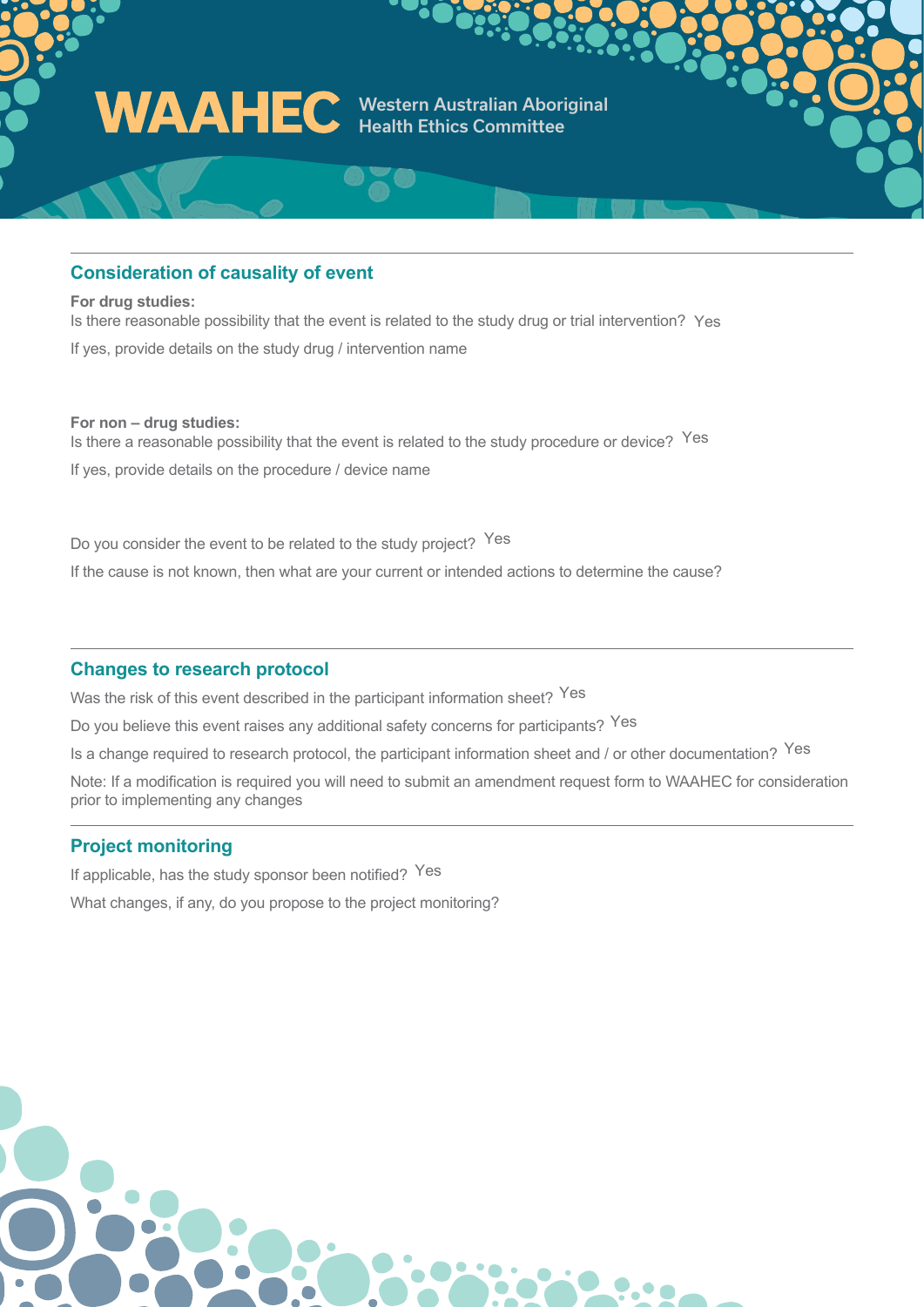## Consideration of causality of event

**For drug studies:**

Is there reasonable possibility that the event is related to the study drug or trial intervention? Yes

If yes, provide details on the study drug / intervention name

**For non – drug studies:**

Is there a reasonable possibility that the event is related to the study procedure or device? Yes

If yes, provide details on the procedure / device name

Do you consider the event to be related to the study project? Yes

If the cause is not known, then what are your current or intended actions to determine the cause?

## Changes to research protocol

Was the risk of this event described in the participant information sheet? Yes

Do you believe this event raises any additional safety concerns for participants? Yes

Is a change required to research protocol, the participant information sheet and / or other documentation? Yes

Note: If a modification is required you will need to submit an amendment request form to WAAHEC for consideration prior to implementing any changes

## Project monitoring

If applicable, has the study sponsor been notified? Yes

What changes, if any, do you propose to the project monitoring?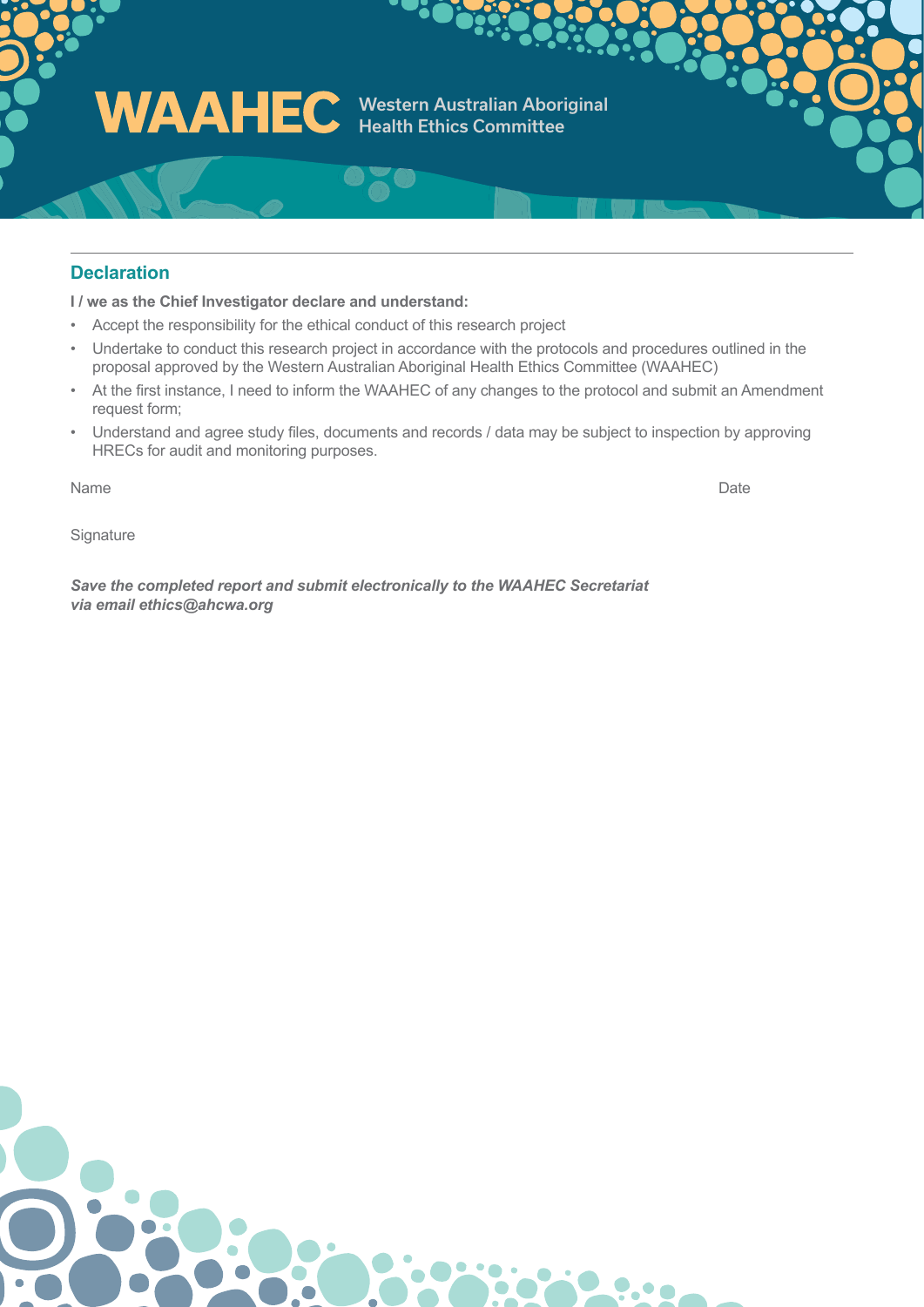## Declaration

**I / we as the Chief Investigator declare and understand:**

- Accept the responsibility for the ethical conduct of this research project
- Undertake to conduct this research project in accordance with the protocols and procedures outlined in the proposal approved by the Western Australian Aboriginal Health Ethics Committee (WAAHEC)
- At the first instance, I need to inform the WAAHEC of any changes to the protocol and submit an Amendment request form;
- Understand and agree study files, documents and records / data may be subject to inspection by approving HRECs for audit and monitoring purposes.

Name

Date

Signature

***Save the completed report and submit electronically to the WAAHEC Secretariat via email ethics@ahcwa.org***